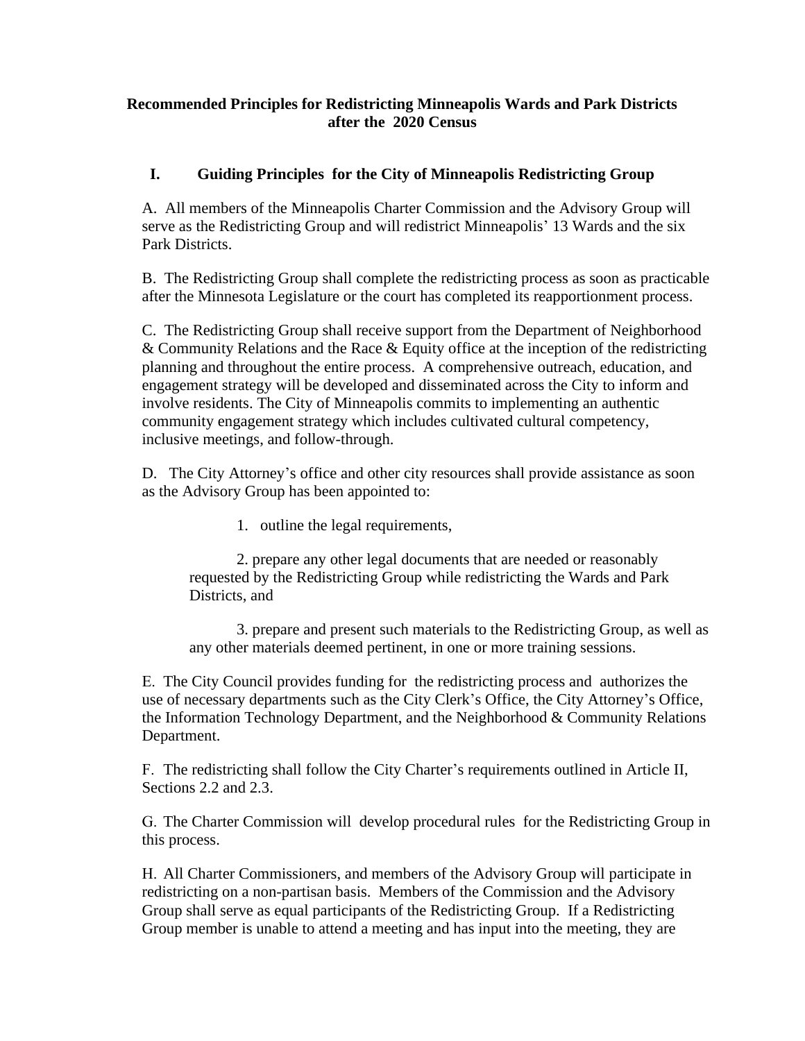**Recommended Principles for Redistricting Minneapolis Wards and Park Districts after the 2020 Census**

## I. Guiding Principles for the City of Minneapolis Redistricting Group

A. All members of the Minneapolis Charter Commission and the Advisory Group will serve as the Redistricting Group and will redistrict Minneapolis' 13 Wards and the six Park Districts.

B. The Redistricting Group shall complete the redistricting process as soon as practicable after the Minnesota Legislature or the court has completed its reapportionment process.

C. The Redistricting Group shall receive support from the Department of Neighborhood & Community Relations and the Race & Equity office at the inception of the redistricting planning and throughout the entire process. A comprehensive outreach, education, and engagement strategy will be developed and disseminated across the City to inform and involve residents. The City of Minneapolis commits to implementing an authentic community engagement strategy which includes cultivated cultural competency, inclusive meetings, and follow-through.

D. The City Attorney's office and other city resources shall provide assistance as soon as the Advisory Group has been appointed to:

1. outline the legal requirements,

2. prepare any other legal documents that are needed or reasonably requested by the Redistricting Group while redistricting the Wards and Park Districts, and

3. prepare and present such materials to the Redistricting Group, as well as any other materials deemed pertinent, in one or more training sessions.

E. The City Council provides funding for the redistricting process and authorizes the use of necessary departments such as the City Clerk's Office, the City Attorney's Office, the Information Technology Department, and the Neighborhood & Community Relations Department.

F. The redistricting shall follow the City Charter's requirements outlined in Article II, Sections 2.2 and 2.3.

G. The Charter Commission will develop procedural rules for the Redistricting Group in this process.

H. All Charter Commissioners, and members of the Advisory Group will participate in redistricting on a non-partisan basis. Members of the Commission and the Advisory Group shall serve as equal participants of the Redistricting Group. If a Redistricting Group member is unable to attend a meeting and has input into the meeting, they are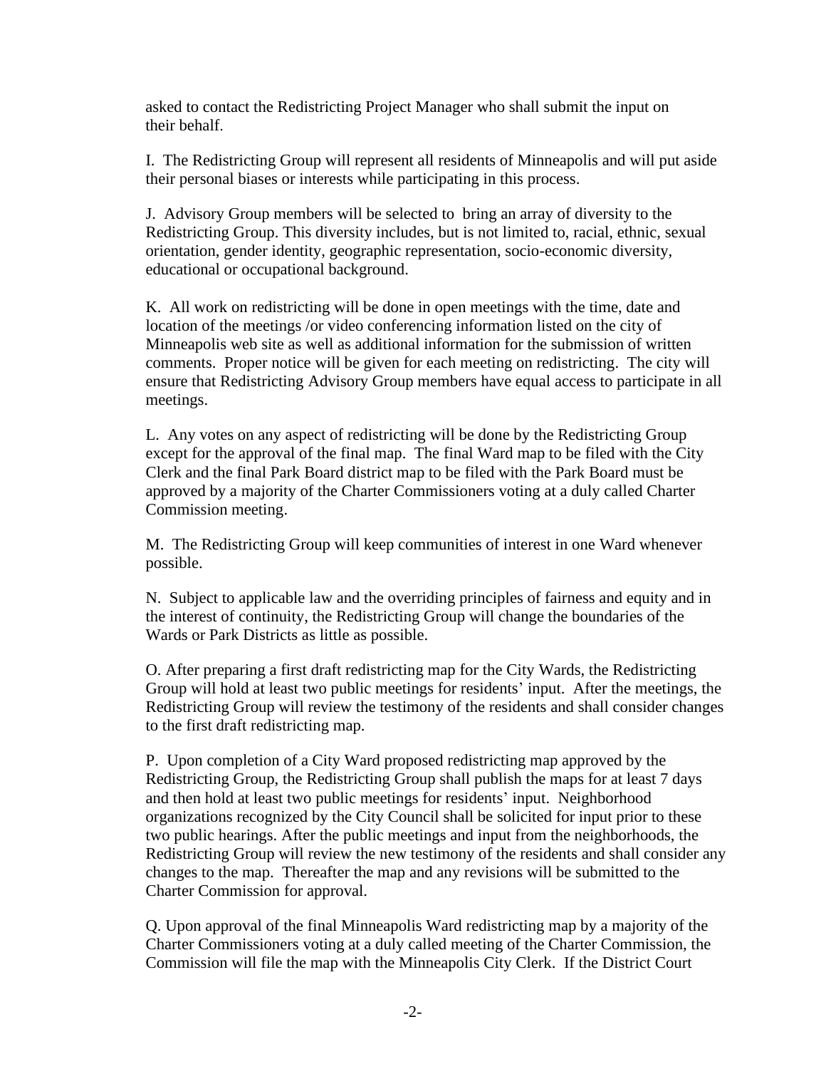asked to contact the Redistricting Project Manager who shall submit the input on their behalf.

I. The Redistricting Group will represent all residents of Minneapolis and will put aside their personal biases or interests while participating in this process.

J. Advisory Group members will be selected to bring an array of diversity to the Redistricting Group. This diversity includes, but is not limited to, racial, ethnic, sexual orientation, gender identity, geographic representation, socio-economic diversity, educational or occupational background.

K. All work on redistricting will be done in open meetings with the time, date and location of the meetings /or video conferencing information listed on the city of Minneapolis web site as well as additional information for the submission of written comments. Proper notice will be given for each meeting on redistricting. The city will ensure that Redistricting Advisory Group members have equal access to participate in all meetings.

L. Any votes on any aspect of redistricting will be done by the Redistricting Group except for the approval of the final map. The final Ward map to be filed with the City Clerk and the final Park Board district map to be filed with the Park Board must be approved by a majority of the Charter Commissioners voting at a duly called Charter Commission meeting.

M. The Redistricting Group will keep communities of interest in one Ward whenever possible.

N. Subject to applicable law and the overriding principles of fairness and equity and in the interest of continuity, the Redistricting Group will change the boundaries of the Wards or Park Districts as little as possible.

O. After preparing a first draft redistricting map for the City Wards, the Redistricting Group will hold at least two public meetings for residents' input. After the meetings, the Redistricting Group will review the testimony of the residents and shall consider changes to the first draft redistricting map.

P. Upon completion of a City Ward proposed redistricting map approved by the Redistricting Group, the Redistricting Group shall publish the maps for at least 7 days and then hold at least two public meetings for residents' input. Neighborhood organizations recognized by the City Council shall be solicited for input prior to these two public hearings. After the public meetings and input from the neighborhoods, the Redistricting Group will review the new testimony of the residents and shall consider any changes to the map. Thereafter the map and any revisions will be submitted to the Charter Commission for approval.

Q. Upon approval of the final Minneapolis Ward redistricting map by a majority of the Charter Commissioners voting at a duly called meeting of the Charter Commission, the Commission will file the map with the Minneapolis City Clerk. If the District Court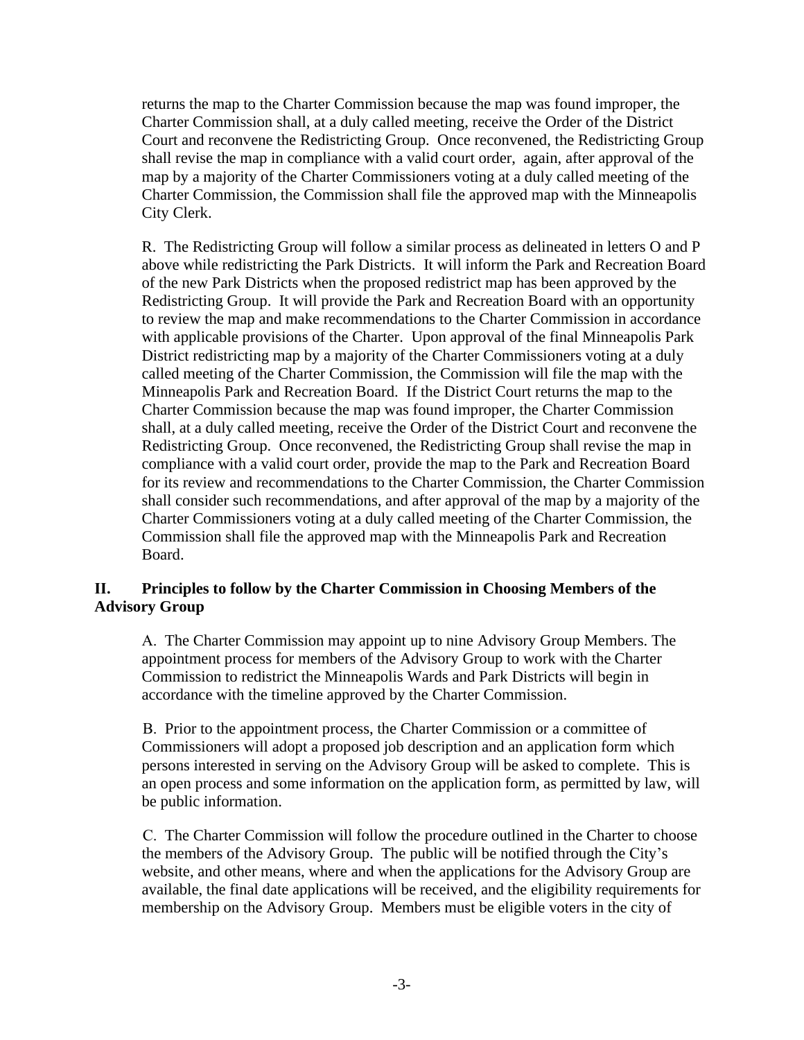returns the map to the Charter Commission because the map was found improper, the Charter Commission shall, at a duly called meeting, receive the Order of the District Court and reconvene the Redistricting Group. Once reconvened, the Redistricting Group shall revise the map in compliance with a valid court order, again, after approval of the map by a majority of the Charter Commissioners voting at a duly called meeting of the Charter Commission, the Commission shall file the approved map with the Minneapolis City Clerk.

R. The Redistricting Group will follow a similar process as delineated in letters O and P above while redistricting the Park Districts. It will inform the Park and Recreation Board of the new Park Districts when the proposed redistrict map has been approved by the Redistricting Group. It will provide the Park and Recreation Board with an opportunity to review the map and make recommendations to the Charter Commission in accordance with applicable provisions of the Charter. Upon approval of the final Minneapolis Park District redistricting map by a majority of the Charter Commissioners voting at a duly called meeting of the Charter Commission, the Commission will file the map with the Minneapolis Park and Recreation Board. If the District Court returns the map to the Charter Commission because the map was found improper, the Charter Commission shall, at a duly called meeting, receive the Order of the District Court and reconvene the Redistricting Group. Once reconvened, the Redistricting Group shall revise the map in compliance with a valid court order, provide the map to the Park and Recreation Board for its review and recommendations to the Charter Commission, the Charter Commission shall consider such recommendations, and after approval of the map by a majority of the Charter Commissioners voting at a duly called meeting of the Charter Commission, the Commission shall file the approved map with the Minneapolis Park and Recreation Board.

## II. Principles to follow by the Charter Commission in Choosing Members of the Advisory Group

A. The Charter Commission may appoint up to nine Advisory Group Members. The appointment process for members of the Advisory Group to work with the Charter Commission to redistrict the Minneapolis Wards and Park Districts will begin in accordance with the timeline approved by the Charter Commission.

B. Prior to the appointment process, the Charter Commission or a committee of Commissioners will adopt a proposed job description and an application form which persons interested in serving on the Advisory Group will be asked to complete. This is an open process and some information on the application form, as permitted by law, will be public information.

C. The Charter Commission will follow the procedure outlined in the Charter to choose the members of the Advisory Group. The public will be notified through the City's website, and other means, where and when the applications for the Advisory Group are available, the final date applications will be received, and the eligibility requirements for membership on the Advisory Group. Members must be eligible voters in the city of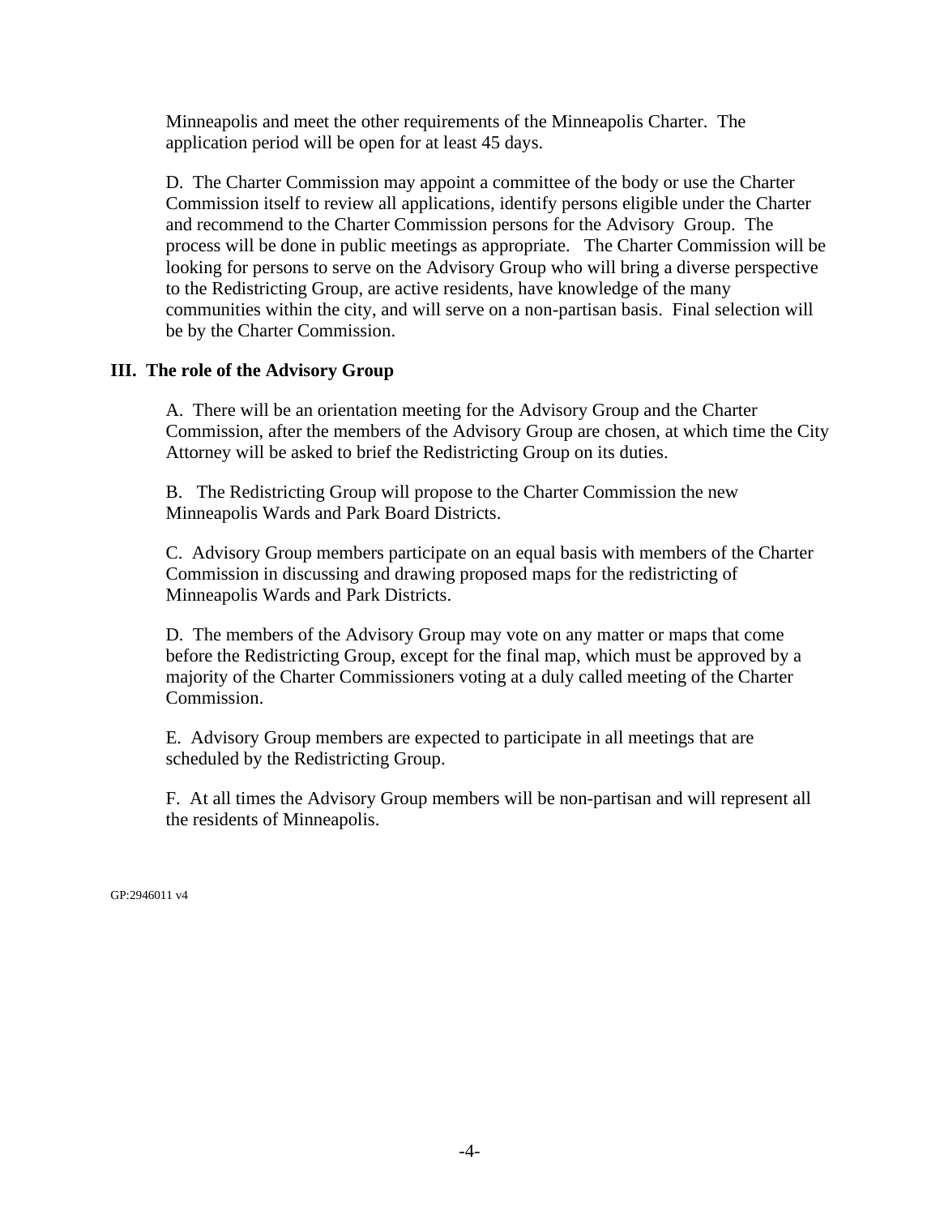Minneapolis and meet the other requirements of the Minneapolis Charter. The application period will be open for at least 45 days.

D. The Charter Commission may appoint a committee of the body or use the Charter Commission itself to review all applications, identify persons eligible under the Charter and recommend to the Charter Commission persons for the Advisory Group. The process will be done in public meetings as appropriate. The Charter Commission will be looking for persons to serve on the Advisory Group who will bring a diverse perspective to the Redistricting Group, are active residents, have knowledge of the many communities within the city, and will serve on a non-partisan basis. Final selection will be by the Charter Commission.

**III. The role of the Advisory Group**

A. There will be an orientation meeting for the Advisory Group and the Charter Commission, after the members of the Advisory Group are chosen, at which time the City Attorney will be asked to brief the Redistricting Group on its duties.

B. The Redistricting Group will propose to the Charter Commission the new Minneapolis Wards and Park Board Districts.

C. Advisory Group members participate on an equal basis with members of the Charter Commission in discussing and drawing proposed maps for the redistricting of Minneapolis Wards and Park Districts.

D. The members of the Advisory Group may vote on any matter or maps that come before the Redistricting Group, except for the final map, which must be approved by a majority of the Charter Commissioners voting at a duly called meeting of the Charter Commission.

E. Advisory Group members are expected to participate in all meetings that are scheduled by the Redistricting Group.

F. At all times the Advisory Group members will be non-partisan and will represent all the residents of Minneapolis.

GP:2946011 v4